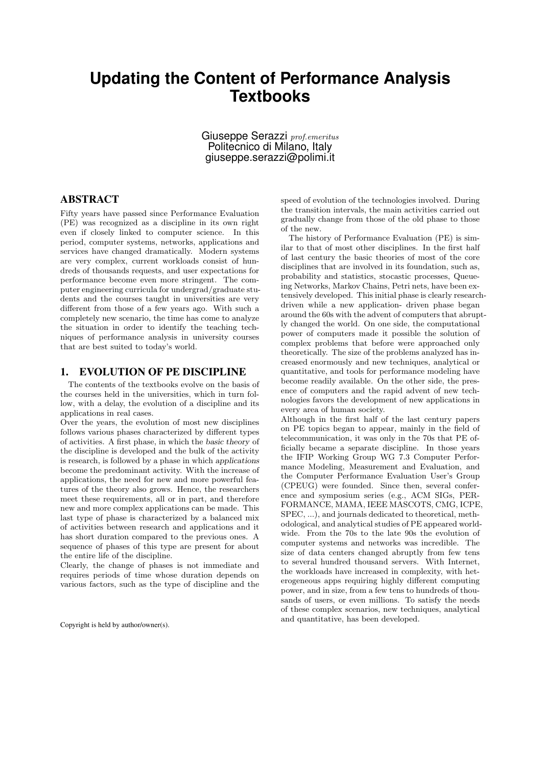# Updating the Content of Performance Analysis Textbooks

Giuseppe Serazzi *prof.emeritus*
Politecnico di Milano, Italy
giuseppe.serazzi@polimi.it

## ABSTRACT

Fifty years have passed since Performance Evaluation (PE) was recognized as a discipline in its own right even if closely linked to computer science. In this period, computer systems, networks, applications and services have changed dramatically. Modern systems are very complex, current workloads consist of hundreds of thousands requests, and user expectations for performance become even more stringent. The computer engineering curricula for undergrad/graduate students and the courses taught in universities are very different from those of a few years ago. With such a completely new scenario, the time has come to analyze the situation in order to identify the teaching techniques of performance analysis in university courses that are best suited to today's world.

## 1. EVOLUTION OF PE DISCIPLINE

The contents of the textbooks evolve on the basis of the courses held in the universities, which in turn follow, with a delay, the evolution of a discipline and its applications in real cases.

Over the years, the evolution of most new disciplines follows various phases characterized by different types of activities. A first phase, in which the *basic theory* of the discipline is developed and the bulk of the activity is research, is followed by a phase in which *applications* become the predominant activity. With the increase of applications, the need for new and more powerful features of the theory also grows. Hence, the researchers meet these requirements, all or in part, and therefore new and more complex applications can be made. This last type of phase is characterized by a balanced mix of activities between research and applications and it has short duration compared to the previous ones. A sequence of phases of this type are present for about the entire life of the discipline.

Clearly, the change of phases is not immediate and requires periods of time whose duration depends on various factors, such as the type of discipline and the speed of evolution of the technologies involved. During the transition intervals, the main activities carried out gradually change from those of the old phase to those of the new.

The history of Performance Evaluation (PE) is similar to that of most other disciplines. In the first half of last century the basic theories of most of the core disciplines that are involved in its foundation, such as, probability and statistics, stocastic processes, Queueing Networks, Markov Chains, Petri nets, have been extensively developed. This initial phase is clearly research-driven while a new application- driven phase began around the 60s with the advent of computers that abruptly changed the world. On one side, the computational power of computers made it possible the solution of complex problems that before were approached only theoretically. The size of the problems analyzed has increased enormously and new techniques, analytical or quantitative, and tools for performance modeling have become readily available. On the other side, the presence of computers and the rapid advent of new technologies favors the development of new applications in every area of human society.

Although in the first half of the last century papers on PE topics began to appear, mainly in the field of telecommunication, it was only in the 70s that PE officially became a separate discipline. In those years the IFIP Working Group WG 7.3 Computer Performance Modeling, Measurement and Evaluation, and the Computer Performance Evaluation User's Group (CPEUG) were founded. Since then, several conference and symposium series (e.g., ACM SIGs, PERFORMANCE, MAMA, IEEE MASCOTS, CMG, ICPE, SPEC, ...), and journals dedicated to theoretical, methodological, and analytical studies of PE appeared worldwide. From the 70s to the late 90s the evolution of computer systems and networks was incredible. The size of data centers changed abruptly from few tens to several hundred thousand servers. With Internet, the workloads have increased in complexity, with heterogeneous apps requiring highly different computing power, and in size, from a few tens to hundreds of thousands of users, or even millions. To satisfy the needs of these complex scenarios, new techniques, analytical and quantitative, has been developed.

Copyright is held by author/owner(s).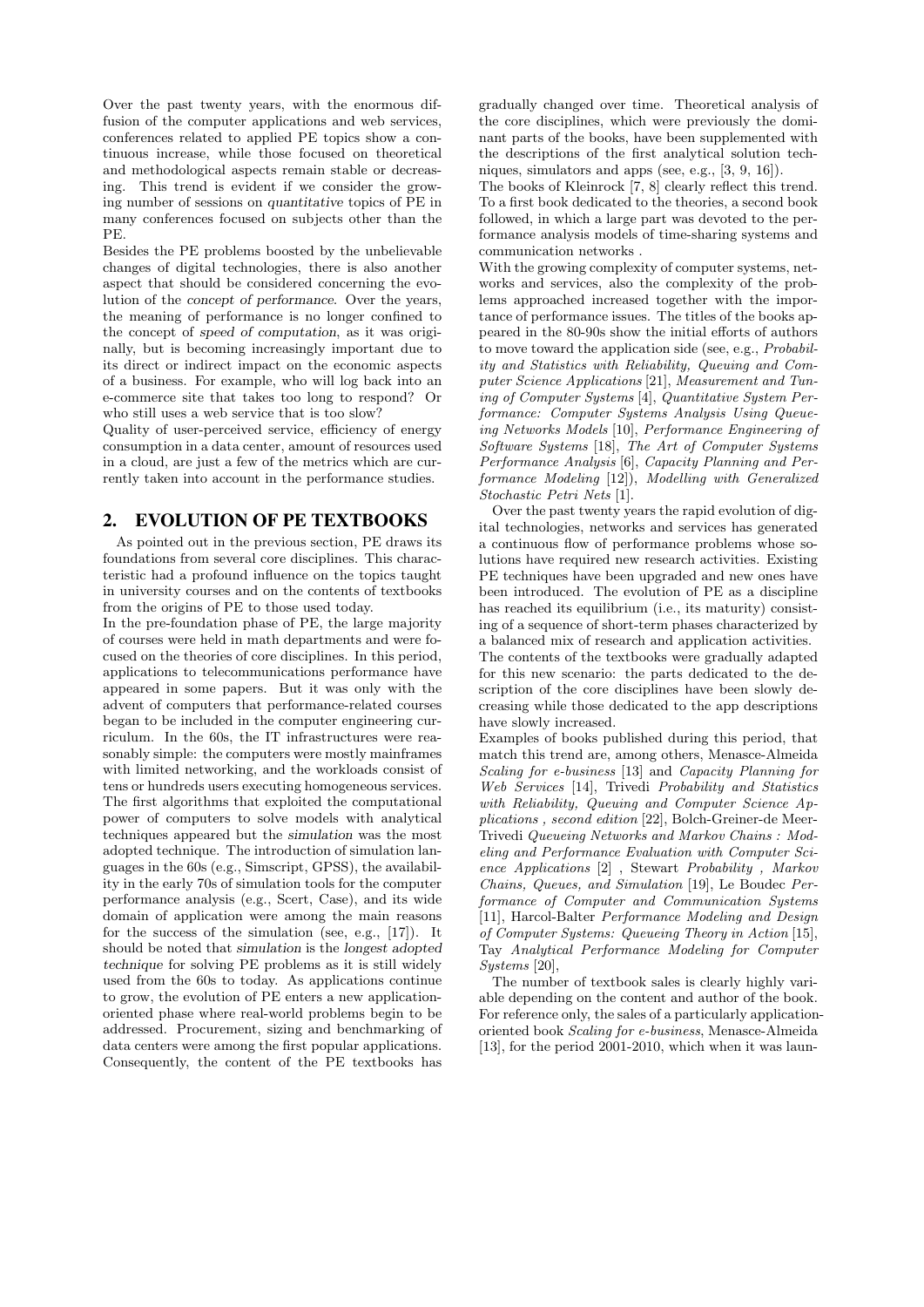Over the past twenty years, with the enormous diffusion of the computer applications and web services, conferences related to applied PE topics show a continuous increase, while those focused on theoretical and methodological aspects remain stable or decreasing. This trend is evident if we consider the growing number of sessions on *quantitative* topics of PE in many conferences focused on subjects other than the PE.

Besides the PE problems boosted by the unbelievable changes of digital technologies, there is also another aspect that should be considered concerning the evolution of the *concept of performance*. Over the years, the meaning of performance is no longer confined to the concept of *speed of computation*, as it was originally, but is becoming increasingly important due to its direct or indirect impact on the economic aspects of a business. For example, who will log back into an e-commerce site that takes too long to respond? Or who still uses a web service that is too slow?

Quality of user-perceived service, efficiency of energy consumption in a data center, amount of resources used in a cloud, are just a few of the metrics which are currently taken into account in the performance studies.

## 2. EVOLUTION OF PE TEXTBOOKS

As pointed out in the previous section, PE draws its foundations from several core disciplines. This characteristic had a profound influence on the topics taught in university courses and on the contents of textbooks from the origins of PE to those used today.

In the pre-foundation phase of PE, the large majority of courses were held in math departments and were focused on the theories of core disciplines. In this period, applications to telecommunications performance have appeared in some papers. But it was only with the advent of computers that performance-related courses began to be included in the computer engineering curriculum. In the 60s, the IT infrastructures were reasonably simple: the computers were mostly mainframes with limited networking, and the workloads consist of tens or hundreds users executing homogeneous services. The first algorithms that exploited the computational power of computers to solve models with analytical techniques appeared but the *simulation* was the most adopted technique. The introduction of simulation languages in the 60s (e.g., Simscript, GPSS), the availability in the early 70s of simulation tools for the computer performance analysis (e.g., Scert, Case), and its wide domain of application were among the main reasons for the success of the simulation (see, e.g., [17]). It should be noted that *simulation* is the *longest adopted technique* for solving PE problems as it is still widely used from the 60s to today. As applications continue to grow, the evolution of PE enters a new application-oriented phase where real-world problems begin to be addressed. Procurement, sizing and benchmarking of data centers were among the first popular applications. Consequently, the content of the PE textbooks has gradually changed over time. Theoretical analysis of the core disciplines, which were previously the dominant parts of the books, have been supplemented with the descriptions of the first analytical solution techniques, simulators and apps (see, e.g., [3, 9, 16]).

The books of Kleinrock [7, 8] clearly reflect this trend. To a first book dedicated to the theories, a second book followed, in which a large part was devoted to the performance analysis models of time-sharing systems and communication networks .

With the growing complexity of computer systems, networks and services, also the complexity of the problems approached increased together with the importance of performance issues. The titles of the books appeared in the 80-90s show the initial efforts of authors to move toward the application side (see, e.g., *Probability and Statistics with Reliability, Queuing and Computer Science Applications* [21], *Measurement and Tuning of Computer Systems* [4], *Quantitative System Performance: Computer Systems Analysis Using Queueing Networks Models* [10], *Performance Engineering of Software Systems* [18], *The Art of Computer Systems Performance Analysis* [6], *Capacity Planning and Performance Modeling* [12]), *Modelling with Generalized Stochastic Petri Nets* [1].

Over the past twenty years the rapid evolution of digital technologies, networks and services has generated a continuous flow of performance problems whose solutions have required new research activities. Existing PE techniques have been upgraded and new ones have been introduced. The evolution of PE as a discipline has reached its equilibrium (i.e., its maturity) consisting of a sequence of short-term phases characterized by a balanced mix of research and application activities.

The contents of the textbooks were gradually adapted for this new scenario: the parts dedicated to the description of the core disciplines have been slowly decreasing while those dedicated to the app descriptions have slowly increased.

Examples of books published during this period, that match this trend are, among others, Menasce-Almeida *Scaling for e-business* [13] and *Capacity Planning for Web Services* [14], Trivedi *Probability and Statistics with Reliability, Queuing and Computer Science Applications , second edition* [22], Bolch-Greiner-de Meer-Trivedi *Queueing Networks and Markov Chains : Modeling and Performance Evaluation with Computer Science Applications* [2] , Stewart *Probability , Markov Chains, Queues, and Simulation* [19], Le Boudec *Performance of Computer and Communication Systems* [11], Harcol-Balter *Performance Modeling and Design of Computer Systems: Queueing Theory in Action* [15], Tay *Analytical Performance Modeling for Computer Systems* [20],

The number of textbook sales is clearly highly variable depending on the content and author of the book. For reference only, the sales of a particularly application-oriented book *Scaling for e-business*, Menasce-Almeida [13], for the period 2001-2010, which when it was laun-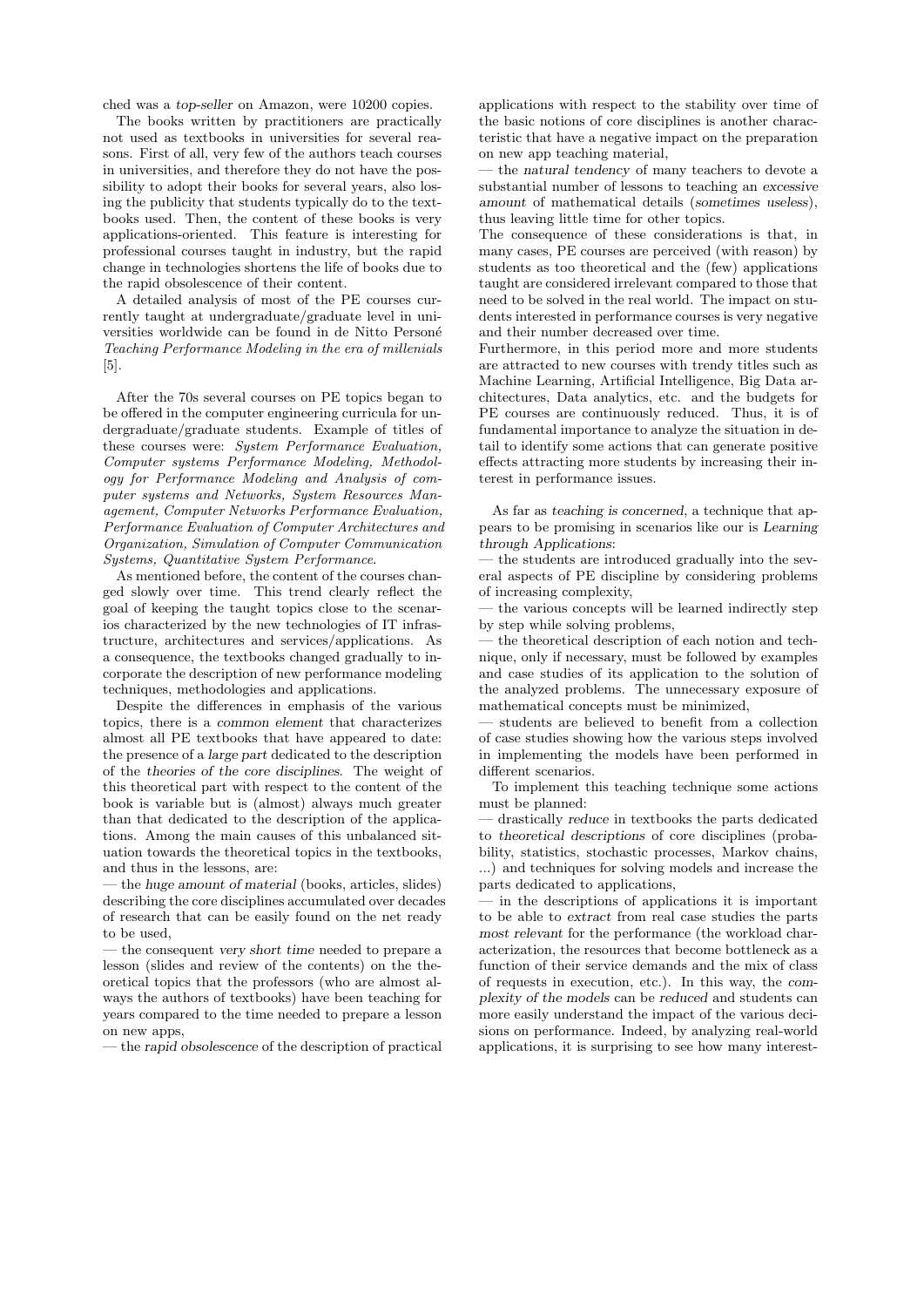ched was a *top-seller* on Amazon, were 10200 copies.

The books written by practitioners are practically not used as textbooks in universities for several reasons. First of all, very few of the authors teach courses in universities, and therefore they do not have the possibility to adopt their books for several years, also losing the publicity that students typically do to the textbooks used. Then, the content of these books is very applications-oriented. This feature is interesting for professional courses taught in industry, but the rapid change in technologies shortens the life of books due to the rapid obsolescence of their content.

A detailed analysis of most of the PE courses currently taught at undergraduate/graduate level in universities worldwide can be found in de Nitto Personé *Teaching Performance Modeling in the era of millenials* [5].

After the 70s several courses on PE topics began to be offered in the computer engineering curricula for undergraduate/graduate students. Example of titles of these courses were: *System Performance Evaluation, Computer systems Performance Modeling, Methodology for Performance Modeling and Analysis of computer systems and Networks, System Resources Management, Computer Networks Performance Evaluation, Performance Evaluation of Computer Architectures and Organization, Simulation of Computer Communication Systems, Quantitative System Performance*.

As mentioned before, the content of the courses changed slowly over time. This trend clearly reflect the goal of keeping the taught topics close to the scenarios characterized by the new technologies of IT infrastructure, architectures and services/applications. As a consequence, the textbooks changed gradually to incorporate the description of new performance modeling techniques, methodologies and applications.

Despite the differences in emphasis of the various topics, there is a *common element* that characterizes almost all PE textbooks that have appeared to date: the presence of a *large part* dedicated to the description of the *theories of the core disciplines*. The weight of this theoretical part with respect to the content of the book is variable but is (almost) always much greater than that dedicated to the description of the applications. Among the main causes of this unbalanced situation towards the theoretical topics in the textbooks, and thus in the lessons, are:

— the *huge amount of material* (books, articles, slides) describing the core disciplines accumulated over decades of research that can be easily found on the net ready to be used,

— the consequent *very short time* needed to prepare a lesson (slides and review of the contents) on the theoretical topics that the professors (who are almost always the authors of textbooks) have been teaching for years compared to the time needed to prepare a lesson on new apps,

— the *rapid obsolescence* of the description of practical applications with respect to the stability over time of the basic notions of core disciplines is another characteristic that have a negative impact on the preparation on new app teaching material,

— the *natural tendency* of many teachers to devote a substantial number of lessons to teaching an *excessive amount* of mathematical details (*sometimes useless*), thus leaving little time for other topics.

The consequence of these considerations is that, in many cases, PE courses are perceived (with reason) by students as too theoretical and the (few) applications taught are considered irrelevant compared to those that need to be solved in the real world. The impact on students interested in performance courses is very negative and their number decreased over time.

Furthermore, in this period more and more students are attracted to new courses with trendy titles such as Machine Learning, Artificial Intelligence, Big Data architectures, Data analytics, etc. and the budgets for PE courses are continuously reduced. Thus, it is of fundamental importance to analyze the situation in detail to identify some actions that can generate positive effects attracting more students by increasing their interest in performance issues.

As far as *teaching is concerned*, a technique that appears to be promising in scenarios like our is *Learning through Applications*:

— the students are introduced gradually into the several aspects of PE discipline by considering problems of increasing complexity,

— the various concepts will be learned indirectly step by step while solving problems,

— the theoretical description of each notion and technique, only if necessary, must be followed by examples and case studies of its application to the solution of the analyzed problems. The unnecessary exposure of mathematical concepts must be minimized,

— students are believed to benefit from a collection of case studies showing how the various steps involved in implementing the models have been performed in different scenarios.

To implement this teaching technique some actions must be planned:

— drastically *reduce* in textbooks the parts dedicated to *theoretical descriptions* of core disciplines (probability, statistics, stochastic processes, Markov chains, ...) and techniques for solving models and increase the parts dedicated to applications,

— in the descriptions of applications it is important to be able to *extract* from real case studies the parts *most relevant* for the performance (the workload characterization, the resources that become bottleneck as a function of their service demands and the mix of class of requests in execution, etc.). In this way, the *complexity of the models* can be *reduced* and students can more easily understand the impact of the various decisions on performance. Indeed, by analyzing real-world applications, it is surprising to see how many interest-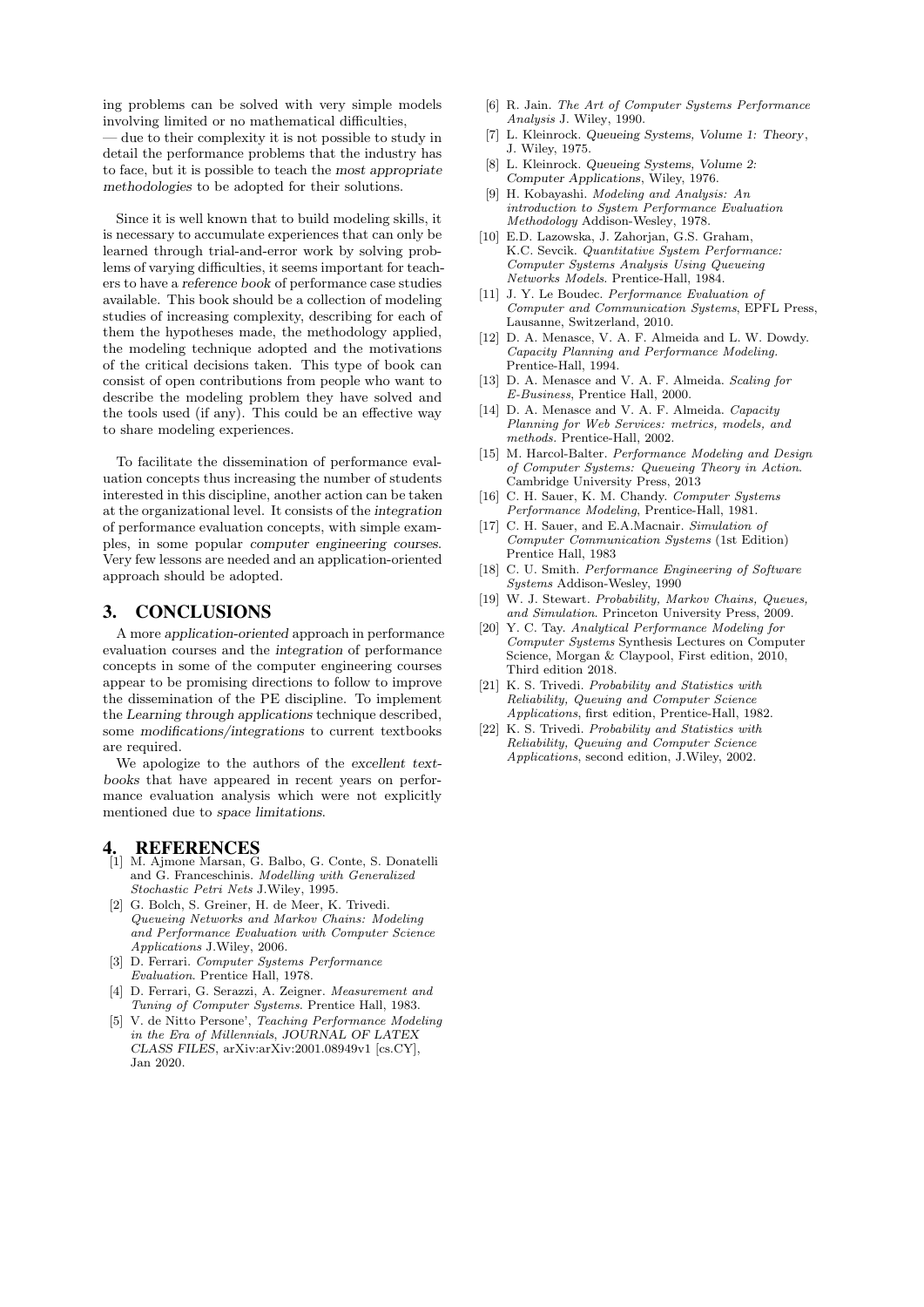ing problems can be solved with very simple models involving limited or no mathematical difficulties,
— due to their complexity it is not possible to study in detail the performance problems that the industry has to face, but it is possible to teach the *most appropriate methodologies* to be adopted for their solutions.

Since it is well known that to build modeling skills, it is necessary to accumulate experiences that can only be learned through trial-and-error work by solving problems of varying difficulties, it seems important for teachers to have a *reference book* of performance case studies available. This book should be a collection of modeling studies of increasing complexity, describing for each of them the hypotheses made, the methodology applied, the modeling technique adopted and the motivations of the critical decisions taken. This type of book can consist of open contributions from people who want to describe the modeling problem they have solved and the tools used (if any). This could be an effective way to share modeling experiences.

To facilitate the dissemination of performance evaluation concepts thus increasing the number of students interested in this discipline, another action can be taken at the organizational level. It consists of the *integration* of performance evaluation concepts, with simple examples, in some popular *computer engineering courses*. Very few lessons are needed and an application-oriented approach should be adopted.

## 3. CONCLUSIONS

A more *application-oriented* approach in performance evaluation courses and the *integration* of performance concepts in some of the computer engineering courses appear to be promising directions to follow to improve the dissemination of the PE discipline. To implement the *Learning through applications* technique described, some *modifications/integrations* to current textbooks are required.

We apologize to the authors of the *excellent textbooks* that have appeared in recent years on performance evaluation analysis which were not explicitly mentioned due to *space limitations*.

## 4. REFERENCES

[1] M. Ajmone Marsan, G. Balbo, G. Conte, S. Donatelli and G. Franceschinis. *Modelling with Generalized Stochastic Petri Nets* J.Wiley, 1995.

[2] G. Bolch, S. Greiner, H. de Meer, K. Trivedi. *Queueing Networks and Markov Chains: Modeling and Performance Evaluation with Computer Science Applications* J.Wiley, 2006.

[3] D. Ferrari. *Computer Systems Performance Evaluation*. Prentice Hall, 1978.

[4] D. Ferrari, G. Serazzi, A. Zeigner. *Measurement and Tuning of Computer Systems*. Prentice Hall, 1983.

[5] V. de Nitto Persone', *Teaching Performance Modeling in the Era of Millennials*, *JOURNAL OF LATEX CLASS FILES*, arXiv:arXiv:2001.08949v1 [cs.CY], Jan 2020.

[6] R. Jain. *The Art of Computer Systems Performance Analysis* J. Wiley, 1990.

[7] L. Kleinrock. *Queueing Systems, Volume 1: Theory*, J. Wiley, 1975.

[8] L. Kleinrock. *Queueing Systems, Volume 2: Computer Applications*, Wiley, 1976.

[9] H. Kobayashi. *Modeling and Analysis: An introduction to System Performance Evaluation Methodology* Addison-Wesley, 1978.

[10] E.D. Lazowska, J. Zahorjan, G.S. Graham, K.C. Sevcik. *Quantitative System Performance: Computer Systems Analysis Using Queueing Networks Models*. Prentice-Hall, 1984.

[11] J. Y. Le Boudec. *Performance Evaluation of Computer and Communication Systems*, EPFL Press, Lausanne, Switzerland, 2010.

[12] D. A. Menasce, V. A. F. Almeida and L. W. Dowdy. *Capacity Planning and Performance Modeling.* Prentice-Hall, 1994.

[13] D. A. Menasce and V. A. F. Almeida. *Scaling for E-Business*, Prentice Hall, 2000.

[14] D. A. Menasce and V. A. F. Almeida. *Capacity Planning for Web Services: metrics, models, and methods.* Prentice-Hall, 2002.

[15] M. Harcol-Balter. *Performance Modeling and Design of Computer Systems: Queueing Theory in Action*. Cambridge University Press, 2013

[16] C. H. Sauer, K. M. Chandy. *Computer Systems Performance Modeling*, Prentice-Hall, 1981.

[17] C. H. Sauer, and E.A.Macnair. *Simulation of Computer Communication Systems* (1st Edition) Prentice Hall, 1983

[18] C. U. Smith. *Performance Engineering of Software Systems* Addison-Wesley, 1990

[19] W. J. Stewart. *Probability, Markov Chains, Queues, and Simulation*. Princeton University Press, 2009.

[20] Y. C. Tay. *Analytical Performance Modeling for Computer Systems* Synthesis Lectures on Computer Science, Morgan & Claypool, First edition, 2010, Third edition 2018.

[21] K. S. Trivedi. *Probability and Statistics with Reliability, Queuing and Computer Science Applications*, first edition, Prentice-Hall, 1982.

[22] K. S. Trivedi. *Probability and Statistics with Reliability, Queuing and Computer Science Applications*, second edition, J.Wiley, 2002.